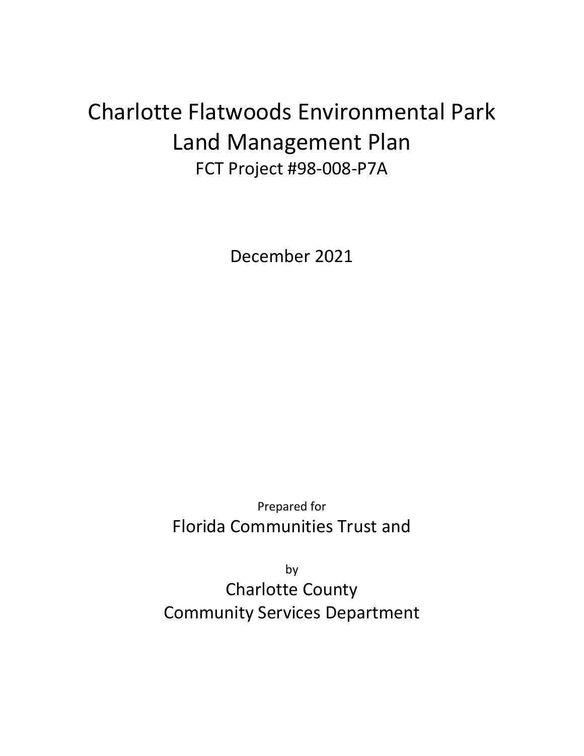# Charlotte Flatwoods Environmental Park Land Management Plan

FCT Project #98-008-P7A

December 2021

Prepared for

Florida Communities Trust and

by

Charlotte County

Community Services Department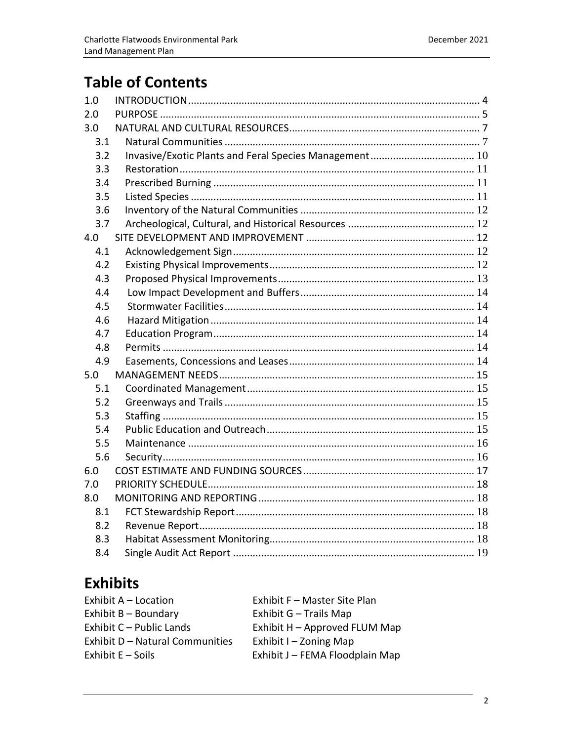# Table of Contents

| | | |
|---|---|---|
| 1.0 | INTRODUCTION | 4 |
| 2.0 | PURPOSE | 5 |
| 3.0 | NATURAL AND CULTURAL RESOURCES | 7 |
| 3.1 | Natural Communities | 7 |
| 3.2 | Invasive/Exotic Plants and Feral Species Management | 10 |
| 3.3 | Restoration | 11 |
| 3.4 | Prescribed Burning | 11 |
| 3.5 | Listed Species | 11 |
| 3.6 | Inventory of the Natural Communities | 12 |
| 3.7 | Archeological, Cultural, and Historical Resources | 12 |
| 4.0 | SITE DEVELOPMENT AND IMPROVEMENT | 12 |
| 4.1 | Acknowledgement Sign | 12 |
| 4.2 | Existing Physical Improvements | 12 |
| 4.3 | Proposed Physical Improvements | 13 |
| 4.4 | Low Impact Development and Buffers | 14 |
| 4.5 | Stormwater Facilities | 14 |
| 4.6 | Hazard Mitigation | 14 |
| 4.7 | Education Program | 14 |
| 4.8 | Permits | 14 |
| 4.9 | Easements, Concessions and Leases | 14 |
| 5.0 | MANAGEMENT NEEDS | 15 |
| 5.1 | Coordinated Management | 15 |
| 5.2 | Greenways and Trails | 15 |
| 5.3 | Staffing | 15 |
| 5.4 | Public Education and Outreach | 15 |
| 5.5 | Maintenance | 16 |
| 5.6 | Security | 16 |
| 6.0 | COST ESTIMATE AND FUNDING SOURCES | 17 |
| 7.0 | PRIORITY SCHEDULE | 18 |
| 8.0 | MONITORING AND REPORTING | 18 |
| 8.1 | FCT Stewardship Report | 18 |
| 8.2 | Revenue Report | 18 |
| 8.3 | Habitat Assessment Monitoring | 18 |
| 8.4 | Single Audit Act Report | 19 |

# Exhibits

Exhibit A – Location
Exhibit B – Boundary
Exhibit C – Public Lands
Exhibit D – Natural Communities
Exhibit E – Soils
Exhibit F – Master Site Plan
Exhibit G – Trails Map
Exhibit H – Approved FLUM Map
Exhibit I – Zoning Map
Exhibit J – FEMA Floodplain Map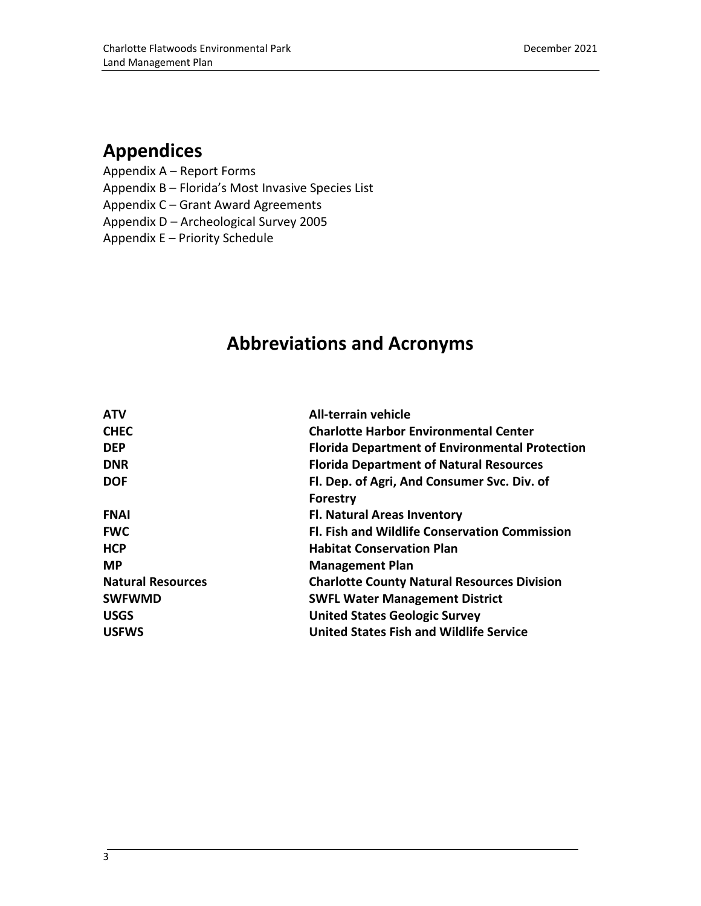## Appendices

Appendix A – Report Forms
Appendix B – Florida's Most Invasive Species List
Appendix C – Grant Award Agreements
Appendix D – Archeological Survey 2005
Appendix E – Priority Schedule

## Abbreviations and Acronyms

| | |
|---|---|
| **ATV** | **All-terrain vehicle** |
| **CHEC** | **Charlotte Harbor Environmental Center** |
| **DEP** | **Florida Department of Environmental Protection** |
| **DNR** | **Florida Department of Natural Resources** |
| **DOF** | **Fl. Dep. of Agri, And Consumer Svc. Div. of Forestry** |
| **FNAI** | **Fl. Natural Areas Inventory** |
| **FWC** | **Fl. Fish and Wildlife Conservation Commission** |
| **HCP** | **Habitat Conservation Plan** |
| **MP** | **Management Plan** |
| **Natural Resources** | **Charlotte County Natural Resources Division** |
| **SWFWMD** | **SWFL Water Management District** |
| **USGS** | **United States Geologic Survey** |
| **USFWS** | **United States Fish and Wildlife Service** |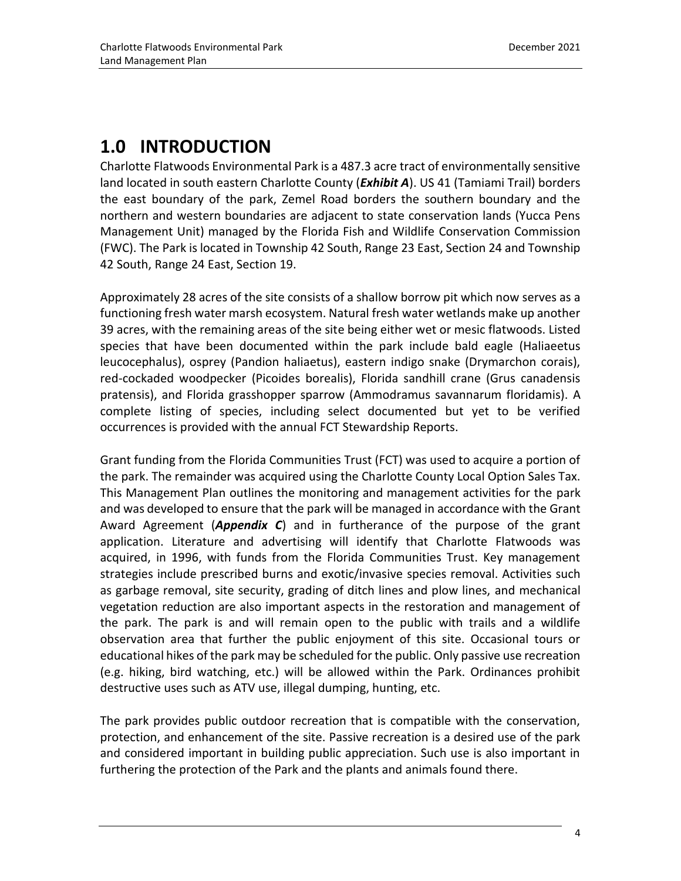# 1.0 INTRODUCTION

Charlotte Flatwoods Environmental Park is a 487.3 acre tract of environmentally sensitive land located in south eastern Charlotte County (***Exhibit A***). US 41 (Tamiami Trail) borders the east boundary of the park, Zemel Road borders the southern boundary and the northern and western boundaries are adjacent to state conservation lands (Yucca Pens Management Unit) managed by the Florida Fish and Wildlife Conservation Commission (FWC). The Park is located in Township 42 South, Range 23 East, Section 24 and Township 42 South, Range 24 East, Section 19.

Approximately 28 acres of the site consists of a shallow borrow pit which now serves as a functioning fresh water marsh ecosystem. Natural fresh water wetlands make up another 39 acres, with the remaining areas of the site being either wet or mesic flatwoods. Listed species that have been documented within the park include bald eagle (Haliaeetus leucocephalus), osprey (Pandion haliaetus), eastern indigo snake (Drymarchon corais), red-cockaded woodpecker (Picoides borealis), Florida sandhill crane (Grus canadensis pratensis), and Florida grasshopper sparrow (Ammodramus savannarum floridamis). A complete listing of species, including select documented but yet to be verified occurrences is provided with the annual FCT Stewardship Reports.

Grant funding from the Florida Communities Trust (FCT) was used to acquire a portion of the park. The remainder was acquired using the Charlotte County Local Option Sales Tax. This Management Plan outlines the monitoring and management activities for the park and was developed to ensure that the park will be managed in accordance with the Grant Award Agreement (***Appendix C***) and in furtherance of the purpose of the grant application. Literature and advertising will identify that Charlotte Flatwoods was acquired, in 1996, with funds from the Florida Communities Trust. Key management strategies include prescribed burns and exotic/invasive species removal. Activities such as garbage removal, site security, grading of ditch lines and plow lines, and mechanical vegetation reduction are also important aspects in the restoration and management of the park. The park is and will remain open to the public with trails and a wildlife observation area that further the public enjoyment of this site. Occasional tours or educational hikes of the park may be scheduled for the public. Only passive use recreation (e.g. hiking, bird watching, etc.) will be allowed within the Park. Ordinances prohibit destructive uses such as ATV use, illegal dumping, hunting, etc.

The park provides public outdoor recreation that is compatible with the conservation, protection, and enhancement of the site. Passive recreation is a desired use of the park and considered important in building public appreciation. Such use is also important in furthering the protection of the Park and the plants and animals found there.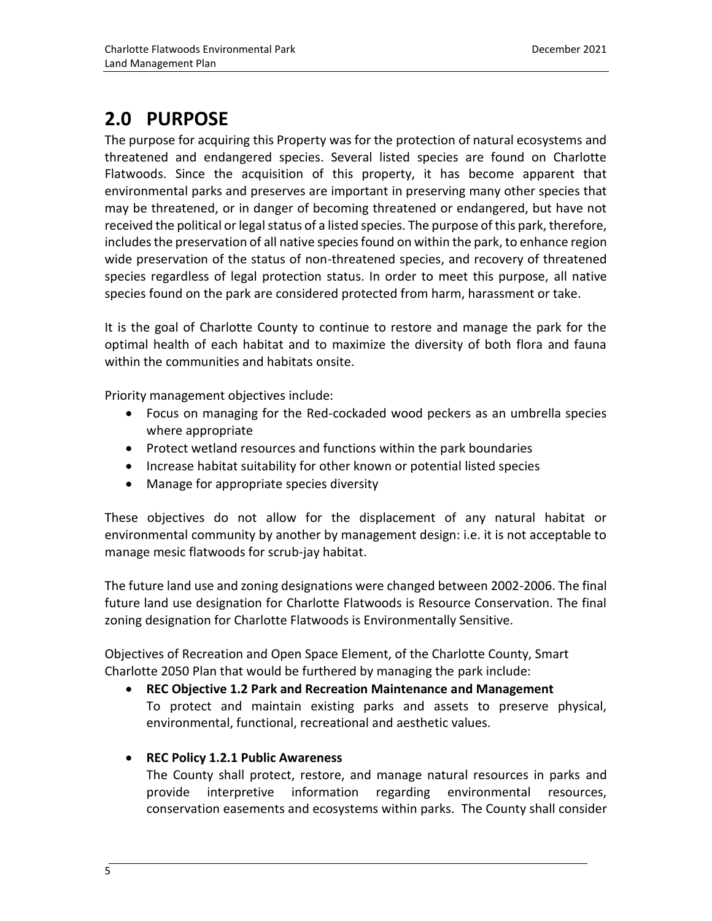# 2.0 PURPOSE

The purpose for acquiring this Property was for the protection of natural ecosystems and threatened and endangered species. Several listed species are found on Charlotte Flatwoods. Since the acquisition of this property, it has become apparent that environmental parks and preserves are important in preserving many other species that may be threatened, or in danger of becoming threatened or endangered, but have not received the political or legal status of a listed species. The purpose of this park, therefore, includes the preservation of all native species found on within the park, to enhance region wide preservation of the status of non-threatened species, and recovery of threatened species regardless of legal protection status. In order to meet this purpose, all native species found on the park are considered protected from harm, harassment or take.

It is the goal of Charlotte County to continue to restore and manage the park for the optimal health of each habitat and to maximize the diversity of both flora and fauna within the communities and habitats onsite.

Priority management objectives include:

- Focus on managing for the Red-cockaded wood peckers as an umbrella species where appropriate
- Protect wetland resources and functions within the park boundaries
- Increase habitat suitability for other known or potential listed species
- Manage for appropriate species diversity

These objectives do not allow for the displacement of any natural habitat or environmental community by another by management design: i.e. it is not acceptable to manage mesic flatwoods for scrub-jay habitat.

The future land use and zoning designations were changed between 2002-2006. The final future land use designation for Charlotte Flatwoods is Resource Conservation. The final zoning designation for Charlotte Flatwoods is Environmentally Sensitive.

Objectives of Recreation and Open Space Element, of the Charlotte County, Smart Charlotte 2050 Plan that would be furthered by managing the park include:

- **REC Objective 1.2 Park and Recreation Maintenance and Management**
  To protect and maintain existing parks and assets to preserve physical, environmental, functional, recreational and aesthetic values.

- **REC Policy 1.2.1 Public Awareness**
  The County shall protect, restore, and manage natural resources in parks and provide interpretive information regarding environmental resources, conservation easements and ecosystems within parks. The County shall consider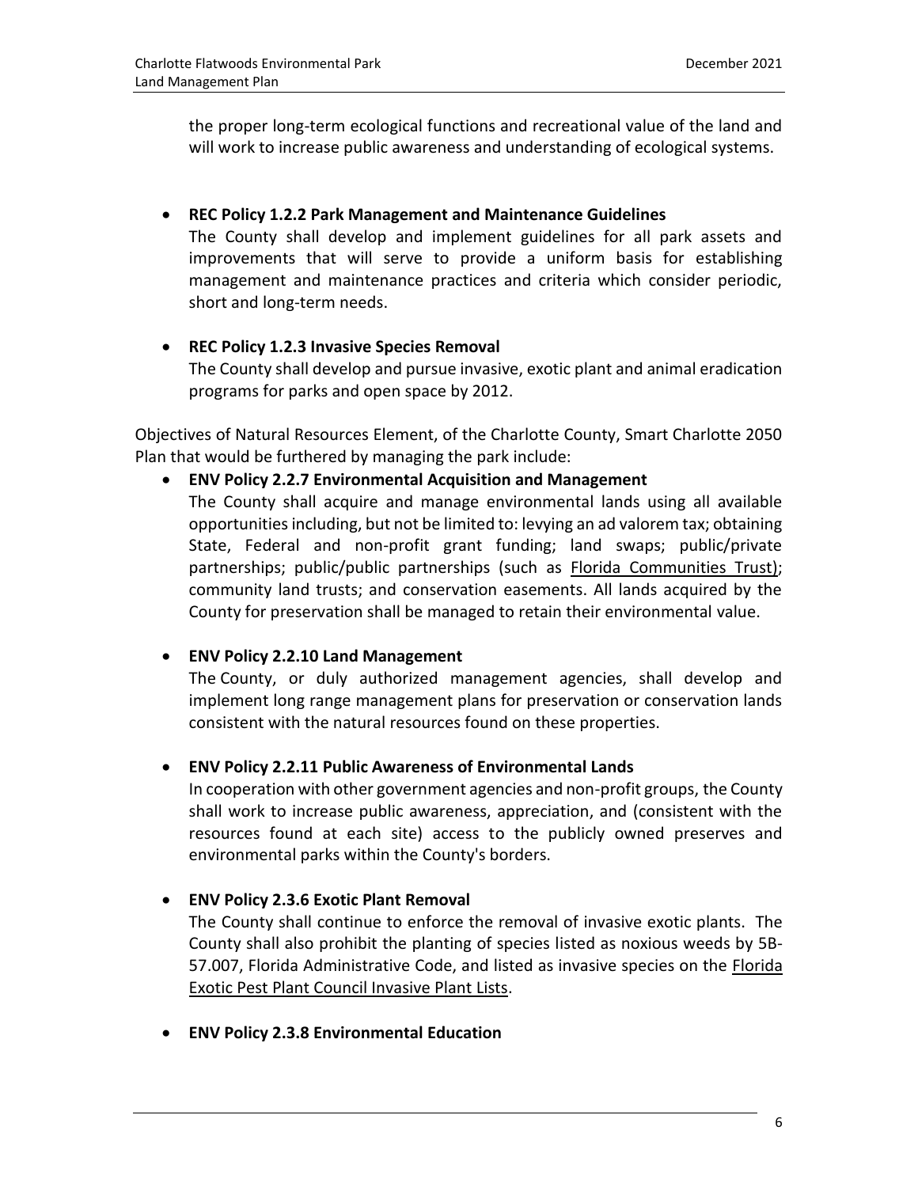the proper long-term ecological functions and recreational value of the land and will work to increase public awareness and understanding of ecological systems.

- **REC Policy 1.2.2 Park Management and Maintenance Guidelines**
  The County shall develop and implement guidelines for all park assets and improvements that will serve to provide a uniform basis for establishing management and maintenance practices and criteria which consider periodic, short and long-term needs.

- **REC Policy 1.2.3 Invasive Species Removal**
  The County shall develop and pursue invasive, exotic plant and animal eradication programs for parks and open space by 2012.

Objectives of Natural Resources Element, of the Charlotte County, Smart Charlotte 2050 Plan that would be furthered by managing the park include:

- **ENV Policy 2.2.7 Environmental Acquisition and Management**
  The County shall acquire and manage environmental lands using all available opportunities including, but not be limited to: levying an ad valorem tax; obtaining State, Federal and non-profit grant funding; land swaps; public/private partnerships; public/public partnerships (such as Florida Communities Trust); community land trusts; and conservation easements. All lands acquired by the County for preservation shall be managed to retain their environmental value.

- **ENV Policy 2.2.10 Land Management**
  The County, or duly authorized management agencies, shall develop and implement long range management plans for preservation or conservation lands consistent with the natural resources found on these properties.

- **ENV Policy 2.2.11 Public Awareness of Environmental Lands**
  In cooperation with other government agencies and non-profit groups, the County shall work to increase public awareness, appreciation, and (consistent with the resources found at each site) access to the publicly owned preserves and environmental parks within the County's borders.

- **ENV Policy 2.3.6 Exotic Plant Removal**
  The County shall continue to enforce the removal of invasive exotic plants. The County shall also prohibit the planting of species listed as noxious weeds by 5B-57.007, Florida Administrative Code, and listed as invasive species on the Florida Exotic Pest Plant Council Invasive Plant Lists.

- **ENV Policy 2.3.8 Environmental Education**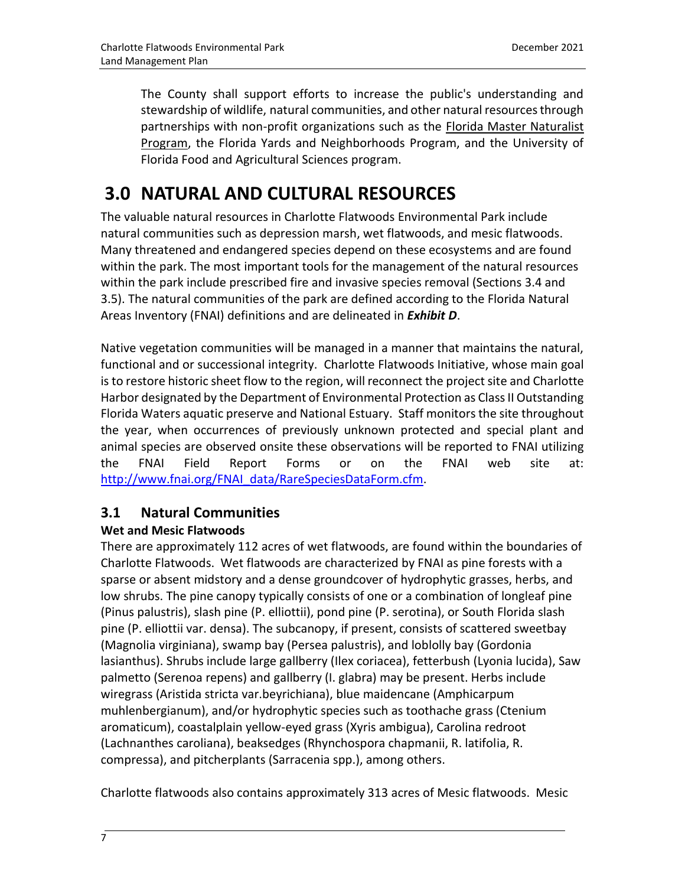The County shall support efforts to increase the public's understanding and stewardship of wildlife, natural communities, and other natural resources through partnerships with non-profit organizations such as the Florida Master Naturalist Program, the Florida Yards and Neighborhoods Program, and the University of Florida Food and Agricultural Sciences program.

# 3.0 NATURAL AND CULTURAL RESOURCES

The valuable natural resources in Charlotte Flatwoods Environmental Park include natural communities such as depression marsh, wet flatwoods, and mesic flatwoods. Many threatened and endangered species depend on these ecosystems and are found within the park. The most important tools for the management of the natural resources within the park include prescribed fire and invasive species removal (Sections 3.4 and 3.5). The natural communities of the park are defined according to the Florida Natural Areas Inventory (FNAI) definitions and are delineated in ***Exhibit D***.

Native vegetation communities will be managed in a manner that maintains the natural, functional and or successional integrity. Charlotte Flatwoods Initiative, whose main goal is to restore historic sheet flow to the region, will reconnect the project site and Charlotte Harbor designated by the Department of Environmental Protection as Class II Outstanding Florida Waters aquatic preserve and National Estuary. Staff monitors the site throughout the year, when occurrences of previously unknown protected and special plant and animal species are observed onsite these observations will be reported to FNAI utilizing the FNAI Field Report Forms or on the FNAI web site at: http://www.fnai.org/FNAI_data/RareSpeciesDataForm.cfm.

## 3.1 Natural Communities

**Wet and Mesic Flatwoods**

There are approximately 112 acres of wet flatwoods, are found within the boundaries of Charlotte Flatwoods. Wet flatwoods are characterized by FNAI as pine forests with a sparse or absent midstory and a dense groundcover of hydrophytic grasses, herbs, and low shrubs. The pine canopy typically consists of one or a combination of longleaf pine (Pinus palustris), slash pine (P. elliottii), pond pine (P. serotina), or South Florida slash pine (P. elliottii var. densa). The subcanopy, if present, consists of scattered sweetbay (Magnolia virginiana), swamp bay (Persea palustris), and loblolly bay (Gordonia lasianthus). Shrubs include large gallberry (Ilex coriacea), fetterbush (Lyonia lucida), Saw palmetto (Serenoa repens) and gallberry (I. glabra) may be present. Herbs include wiregrass (Aristida stricta var.beyrichiana), blue maidencane (Amphicarpum muhlenbergianum), and/or hydrophytic species such as toothache grass (Ctenium aromaticum), coastalplain yellow-eyed grass (Xyris ambigua), Carolina redroot (Lachnanthes caroliana), beaksedges (Rhynchospora chapmanii, R. latifolia, R. compressa), and pitcherplants (Sarracenia spp.), among others.

Charlotte flatwoods also contains approximately 313 acres of Mesic flatwoods. Mesic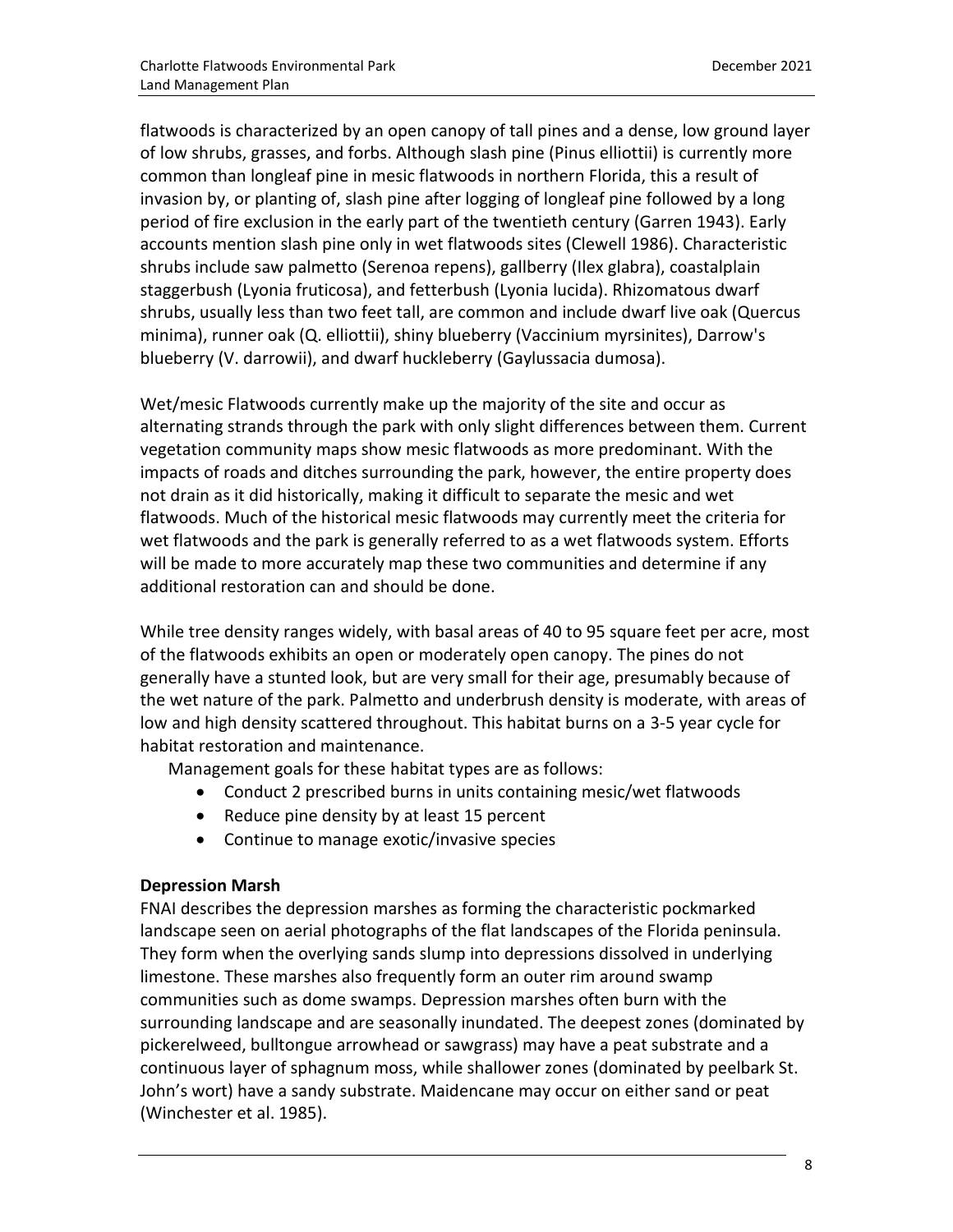flatwoods is characterized by an open canopy of tall pines and a dense, low ground layer of low shrubs, grasses, and forbs. Although slash pine (Pinus elliottii) is currently more common than longleaf pine in mesic flatwoods in northern Florida, this a result of invasion by, or planting of, slash pine after logging of longleaf pine followed by a long period of fire exclusion in the early part of the twentieth century (Garren 1943). Early accounts mention slash pine only in wet flatwoods sites (Clewell 1986). Characteristic shrubs include saw palmetto (Serenoa repens), gallberry (Ilex glabra), coastalplain staggerbush (Lyonia fruticosa), and fetterbush (Lyonia lucida). Rhizomatous dwarf shrubs, usually less than two feet tall, are common and include dwarf live oak (Quercus minima), runner oak (Q. elliottii), shiny blueberry (Vaccinium myrsinites), Darrow's blueberry (V. darrowii), and dwarf huckleberry (Gaylussacia dumosa).

Wet/mesic Flatwoods currently make up the majority of the site and occur as alternating strands through the park with only slight differences between them. Current vegetation community maps show mesic flatwoods as more predominant. With the impacts of roads and ditches surrounding the park, however, the entire property does not drain as it did historically, making it difficult to separate the mesic and wet flatwoods. Much of the historical mesic flatwoods may currently meet the criteria for wet flatwoods and the park is generally referred to as a wet flatwoods system. Efforts will be made to more accurately map these two communities and determine if any additional restoration can and should be done.

While tree density ranges widely, with basal areas of 40 to 95 square feet per acre, most of the flatwoods exhibits an open or moderately open canopy. The pines do not generally have a stunted look, but are very small for their age, presumably because of the wet nature of the park. Palmetto and underbrush density is moderate, with areas of low and high density scattered throughout. This habitat burns on a 3-5 year cycle for habitat restoration and maintenance.

Management goals for these habitat types are as follows:

- Conduct 2 prescribed burns in units containing mesic/wet flatwoods
- Reduce pine density by at least 15 percent
- Continue to manage exotic/invasive species

**Depression Marsh**

FNAI describes the depression marshes as forming the characteristic pockmarked landscape seen on aerial photographs of the flat landscapes of the Florida peninsula. They form when the overlying sands slump into depressions dissolved in underlying limestone. These marshes also frequently form an outer rim around swamp communities such as dome swamps. Depression marshes often burn with the surrounding landscape and are seasonally inundated. The deepest zones (dominated by pickerelweed, bulltongue arrowhead or sawgrass) may have a peat substrate and a continuous layer of sphagnum moss, while shallower zones (dominated by peelbark St. John's wort) have a sandy substrate. Maidencane may occur on either sand or peat (Winchester et al. 1985).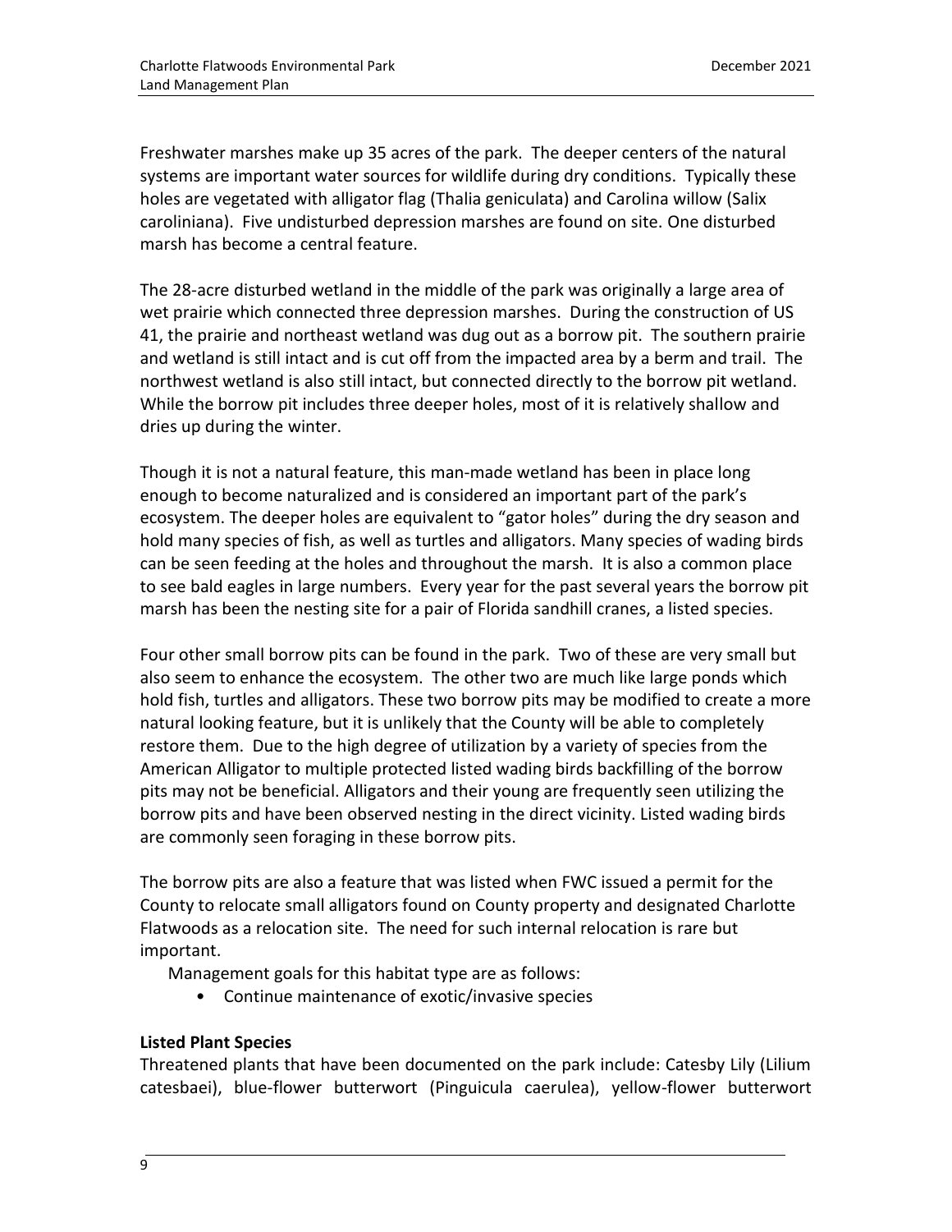Freshwater marshes make up 35 acres of the park. The deeper centers of the natural systems are important water sources for wildlife during dry conditions. Typically these holes are vegetated with alligator flag (Thalia geniculata) and Carolina willow (Salix caroliniana). Five undisturbed depression marshes are found on site. One disturbed marsh has become a central feature.

The 28-acre disturbed wetland in the middle of the park was originally a large area of wet prairie which connected three depression marshes. During the construction of US 41, the prairie and northeast wetland was dug out as a borrow pit. The southern prairie and wetland is still intact and is cut off from the impacted area by a berm and trail. The northwest wetland is also still intact, but connected directly to the borrow pit wetland. While the borrow pit includes three deeper holes, most of it is relatively shallow and dries up during the winter.

Though it is not a natural feature, this man-made wetland has been in place long enough to become naturalized and is considered an important part of the park's ecosystem. The deeper holes are equivalent to "gator holes" during the dry season and hold many species of fish, as well as turtles and alligators. Many species of wading birds can be seen feeding at the holes and throughout the marsh. It is also a common place to see bald eagles in large numbers. Every year for the past several years the borrow pit marsh has been the nesting site for a pair of Florida sandhill cranes, a listed species.

Four other small borrow pits can be found in the park. Two of these are very small but also seem to enhance the ecosystem. The other two are much like large ponds which hold fish, turtles and alligators. These two borrow pits may be modified to create a more natural looking feature, but it is unlikely that the County will be able to completely restore them. Due to the high degree of utilization by a variety of species from the American Alligator to multiple protected listed wading birds backfilling of the borrow pits may not be beneficial. Alligators and their young are frequently seen utilizing the borrow pits and have been observed nesting in the direct vicinity. Listed wading birds are commonly seen foraging in these borrow pits.

The borrow pits are also a feature that was listed when FWC issued a permit for the County to relocate small alligators found on County property and designated Charlotte Flatwoods as a relocation site. The need for such internal relocation is rare but important.

Management goals for this habitat type are as follows:

- Continue maintenance of exotic/invasive species

**Listed Plant Species**

Threatened plants that have been documented on the park include: Catesby Lily (Lilium catesbaei), blue-flower butterwort (Pinguicula caerulea), yellow-flower butterwort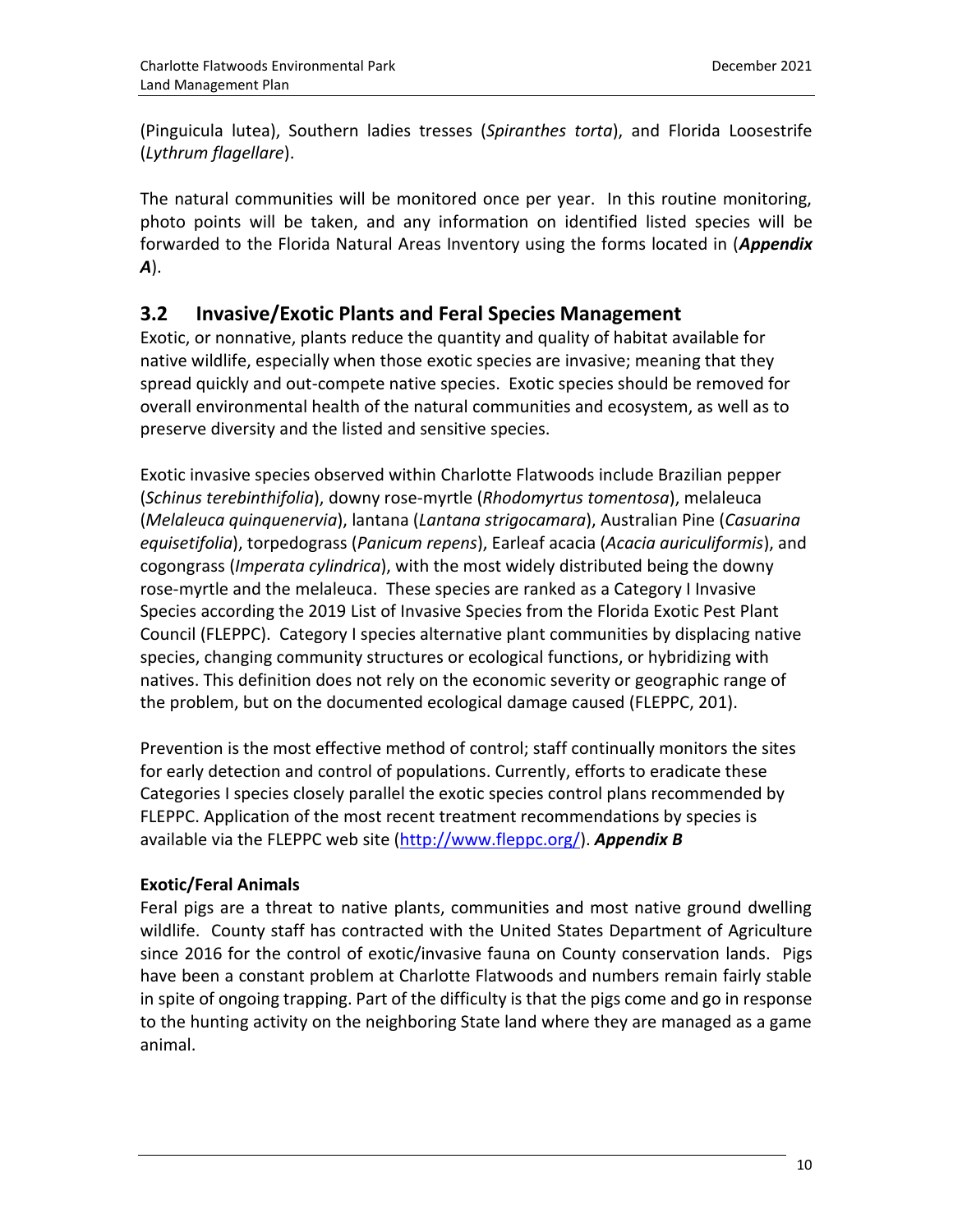(Pinguicula lutea), Southern ladies tresses (*Spiranthes torta*), and Florida Loosestrife (*Lythrum flagellare*).

The natural communities will be monitored once per year. In this routine monitoring, photo points will be taken, and any information on identified listed species will be forwarded to the Florida Natural Areas Inventory using the forms located in (***Appendix A***).

## 3.2 Invasive/Exotic Plants and Feral Species Management

Exotic, or nonnative, plants reduce the quantity and quality of habitat available for native wildlife, especially when those exotic species are invasive; meaning that they spread quickly and out-compete native species. Exotic species should be removed for overall environmental health of the natural communities and ecosystem, as well as to preserve diversity and the listed and sensitive species.

Exotic invasive species observed within Charlotte Flatwoods include Brazilian pepper (*Schinus terebinthifolia*), downy rose-myrtle (*Rhodomyrtus tomentosa*), melaleuca (*Melaleuca quinquenervia*), lantana (*Lantana strigocamara*), Australian Pine (*Casuarina equisetifolia*), torpedograss (*Panicum repens*), Earleaf acacia (*Acacia auriculiformis*), and cogongrass (*Imperata cylindrica*), with the most widely distributed being the downy rose-myrtle and the melaleuca. These species are ranked as a Category I Invasive Species according the 2019 List of Invasive Species from the Florida Exotic Pest Plant Council (FLEPPC). Category I species alternative plant communities by displacing native species, changing community structures or ecological functions, or hybridizing with natives. This definition does not rely on the economic severity or geographic range of the problem, but on the documented ecological damage caused (FLEPPC, 201).

Prevention is the most effective method of control; staff continually monitors the sites for early detection and control of populations. Currently, efforts to eradicate these Categories I species closely parallel the exotic species control plans recommended by FLEPPC. Application of the most recent treatment recommendations by species is available via the FLEPPC web site (http://www.fleppc.org/). ***Appendix B***

**Exotic/Feral Animals**

Feral pigs are a threat to native plants, communities and most native ground dwelling wildlife. County staff has contracted with the United States Department of Agriculture since 2016 for the control of exotic/invasive fauna on County conservation lands. Pigs have been a constant problem at Charlotte Flatwoods and numbers remain fairly stable in spite of ongoing trapping. Part of the difficulty is that the pigs come and go in response to the hunting activity on the neighboring State land where they are managed as a game animal.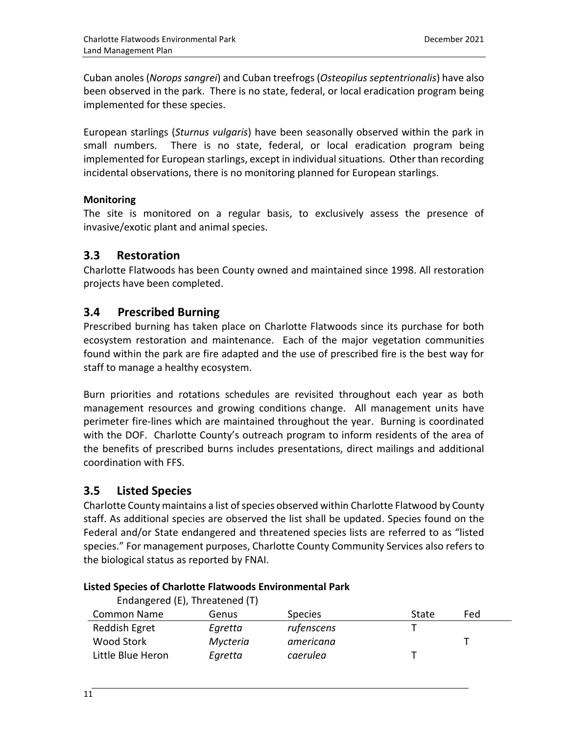Cuban anoles (*Norops sangrei*) and Cuban treefrogs (*Osteopilus septentrionalis*) have also been observed in the park. There is no state, federal, or local eradication program being implemented for these species.

European starlings (*Sturnus vulgaris*) have been seasonally observed within the park in small numbers. There is no state, federal, or local eradication program being implemented for European starlings, except in individual situations. Other than recording incidental observations, there is no monitoring planned for European starlings.

**Monitoring**

The site is monitored on a regular basis, to exclusively assess the presence of invasive/exotic plant and animal species.

## 3.3 Restoration

Charlotte Flatwoods has been County owned and maintained since 1998. All restoration projects have been completed.

## 3.4 Prescribed Burning

Prescribed burning has taken place on Charlotte Flatwoods since its purchase for both ecosystem restoration and maintenance. Each of the major vegetation communities found within the park are fire adapted and the use of prescribed fire is the best way for staff to manage a healthy ecosystem.

Burn priorities and rotations schedules are revisited throughout each year as both management resources and growing conditions change. All management units have perimeter fire-lines which are maintained throughout the year. Burning is coordinated with the DOF. Charlotte County's outreach program to inform residents of the area of the benefits of prescribed burns includes presentations, direct mailings and additional coordination with FFS.

## 3.5 Listed Species

Charlotte County maintains a list of species observed within Charlotte Flatwood by County staff. As additional species are observed the list shall be updated. Species found on the Federal and/or State endangered and threatened species lists are referred to as "listed species." For management purposes, Charlotte County Community Services also refers to the biological status as reported by FNAI.

**Listed Species of Charlotte Flatwoods Environmental Park**

Endangered (E), Threatened (T)

| Common Name | Genus | Species | State | Fed |
|---|---|---|---|---|
| Reddish Egret | *Egretta* | *rufenscens* | T | |
| Wood Stork | *Mycteria* | *americana* | | T |
| Little Blue Heron | *Egretta* | *caerulea* | T | |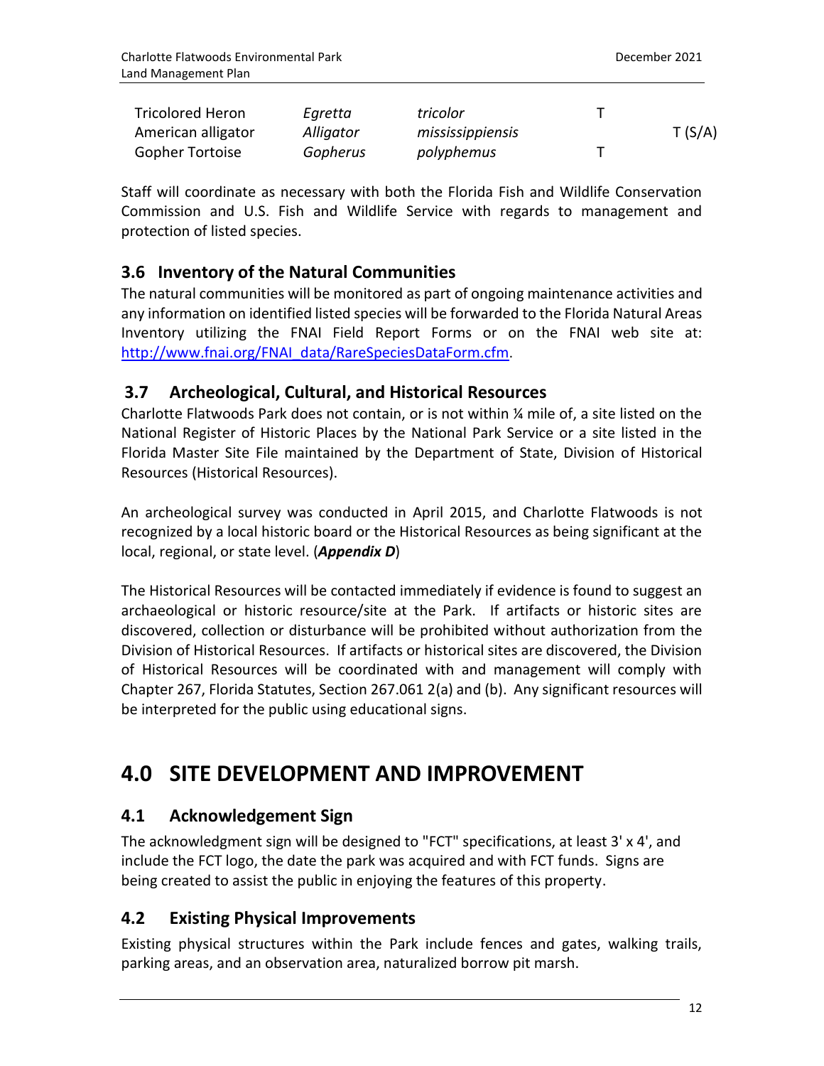| | | | | |
|---|---|---|---|---|
| Tricolored Heron | *Egretta* | *tricolor* | T | |
| American alligator | *Alligator* | *mississippiensis* | | T (S/A) |
| Gopher Tortoise | *Gopherus* | *polyphemus* | T | |

Staff will coordinate as necessary with both the Florida Fish and Wildlife Conservation Commission and U.S. Fish and Wildlife Service with regards to management and protection of listed species.

## 3.6 Inventory of the Natural Communities

The natural communities will be monitored as part of ongoing maintenance activities and any information on identified listed species will be forwarded to the Florida Natural Areas Inventory utilizing the FNAI Field Report Forms or on the FNAI web site at: [http://www.fnai.org/FNAI_data/RareSpeciesDataForm.cfm](http://www.fnai.org/FNAI_data/RareSpeciesDataForm.cfm).

## 3.7 Archeological, Cultural, and Historical Resources

Charlotte Flatwoods Park does not contain, or is not within ¼ mile of, a site listed on the National Register of Historic Places by the National Park Service or a site listed in the Florida Master Site File maintained by the Department of State, Division of Historical Resources (Historical Resources).

An archeological survey was conducted in April 2015, and Charlotte Flatwoods is not recognized by a local historic board or the Historical Resources as being significant at the local, regional, or state level. (***Appendix D***)

The Historical Resources will be contacted immediately if evidence is found to suggest an archaeological or historic resource/site at the Park. If artifacts or historic sites are discovered, collection or disturbance will be prohibited without authorization from the Division of Historical Resources. If artifacts or historical sites are discovered, the Division of Historical Resources will be coordinated with and management will comply with Chapter 267, Florida Statutes, Section 267.061 2(a) and (b). Any significant resources will be interpreted for the public using educational signs.

# 4.0 SITE DEVELOPMENT AND IMPROVEMENT

## 4.1 Acknowledgement Sign

The acknowledgment sign will be designed to "FCT" specifications, at least 3' x 4', and include the FCT logo, the date the park was acquired and with FCT funds. Signs are being created to assist the public in enjoying the features of this property.

## 4.2 Existing Physical Improvements

Existing physical structures within the Park include fences and gates, walking trails, parking areas, and an observation area, naturalized borrow pit marsh.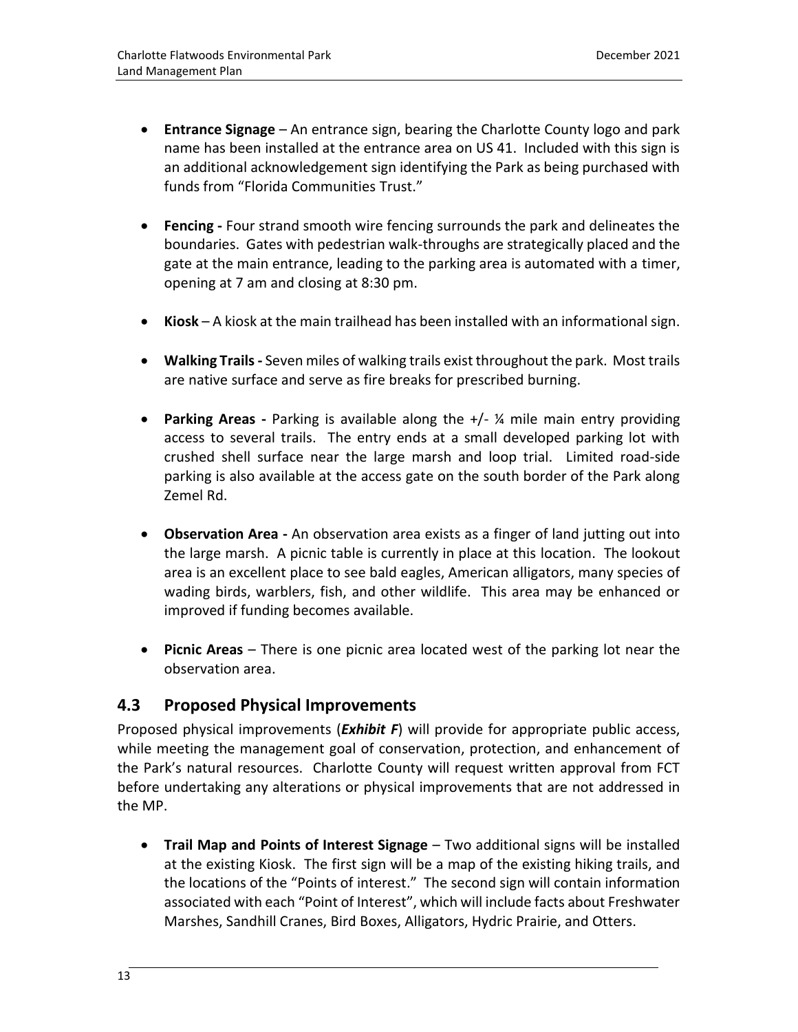- **Entrance Signage** – An entrance sign, bearing the Charlotte County logo and park name has been installed at the entrance area on US 41. Included with this sign is an additional acknowledgement sign identifying the Park as being purchased with funds from "Florida Communities Trust."

- **Fencing -** Four strand smooth wire fencing surrounds the park and delineates the boundaries. Gates with pedestrian walk-throughs are strategically placed and the gate at the main entrance, leading to the parking area is automated with a timer, opening at 7 am and closing at 8:30 pm.

- **Kiosk** – A kiosk at the main trailhead has been installed with an informational sign.

- **Walking Trails -** Seven miles of walking trails exist throughout the park. Most trails are native surface and serve as fire breaks for prescribed burning.

- **Parking Areas -** Parking is available along the +/- ¼ mile main entry providing access to several trails. The entry ends at a small developed parking lot with crushed shell surface near the large marsh and loop trial. Limited road-side parking is also available at the access gate on the south border of the Park along Zemel Rd.

- **Observation Area -** An observation area exists as a finger of land jutting out into the large marsh. A picnic table is currently in place at this location. The lookout area is an excellent place to see bald eagles, American alligators, many species of wading birds, warblers, fish, and other wildlife. This area may be enhanced or improved if funding becomes available.

- **Picnic Areas** – There is one picnic area located west of the parking lot near the observation area.

## 4.3 Proposed Physical Improvements

Proposed physical improvements (***Exhibit F***) will provide for appropriate public access, while meeting the management goal of conservation, protection, and enhancement of the Park's natural resources. Charlotte County will request written approval from FCT before undertaking any alterations or physical improvements that are not addressed in the MP.

- **Trail Map and Points of Interest Signage** – Two additional signs will be installed at the existing Kiosk. The first sign will be a map of the existing hiking trails, and the locations of the "Points of interest." The second sign will contain information associated with each "Point of Interest", which will include facts about Freshwater Marshes, Sandhill Cranes, Bird Boxes, Alligators, Hydric Prairie, and Otters.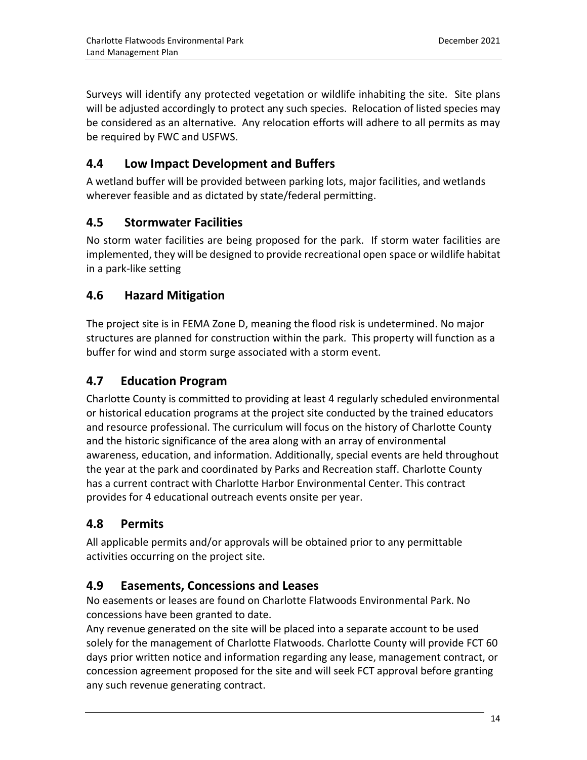Surveys will identify any protected vegetation or wildlife inhabiting the site. Site plans will be adjusted accordingly to protect any such species. Relocation of listed species may be considered as an alternative. Any relocation efforts will adhere to all permits as may be required by FWC and USFWS.

## 4.4 Low Impact Development and Buffers

A wetland buffer will be provided between parking lots, major facilities, and wetlands wherever feasible and as dictated by state/federal permitting.

## 4.5 Stormwater Facilities

No storm water facilities are being proposed for the park. If storm water facilities are implemented, they will be designed to provide recreational open space or wildlife habitat in a park-like setting

## 4.6 Hazard Mitigation

The project site is in FEMA Zone D, meaning the flood risk is undetermined. No major structures are planned for construction within the park. This property will function as a buffer for wind and storm surge associated with a storm event.

## 4.7 Education Program

Charlotte County is committed to providing at least 4 regularly scheduled environmental or historical education programs at the project site conducted by the trained educators and resource professional. The curriculum will focus on the history of Charlotte County and the historic significance of the area along with an array of environmental awareness, education, and information. Additionally, special events are held throughout the year at the park and coordinated by Parks and Recreation staff. Charlotte County has a current contract with Charlotte Harbor Environmental Center. This contract provides for 4 educational outreach events onsite per year.

## 4.8 Permits

All applicable permits and/or approvals will be obtained prior to any permittable activities occurring on the project site.

## 4.9 Easements, Concessions and Leases

No easements or leases are found on Charlotte Flatwoods Environmental Park. No concessions have been granted to date.

Any revenue generated on the site will be placed into a separate account to be used solely for the management of Charlotte Flatwoods. Charlotte County will provide FCT 60 days prior written notice and information regarding any lease, management contract, or concession agreement proposed for the site and will seek FCT approval before granting any such revenue generating contract.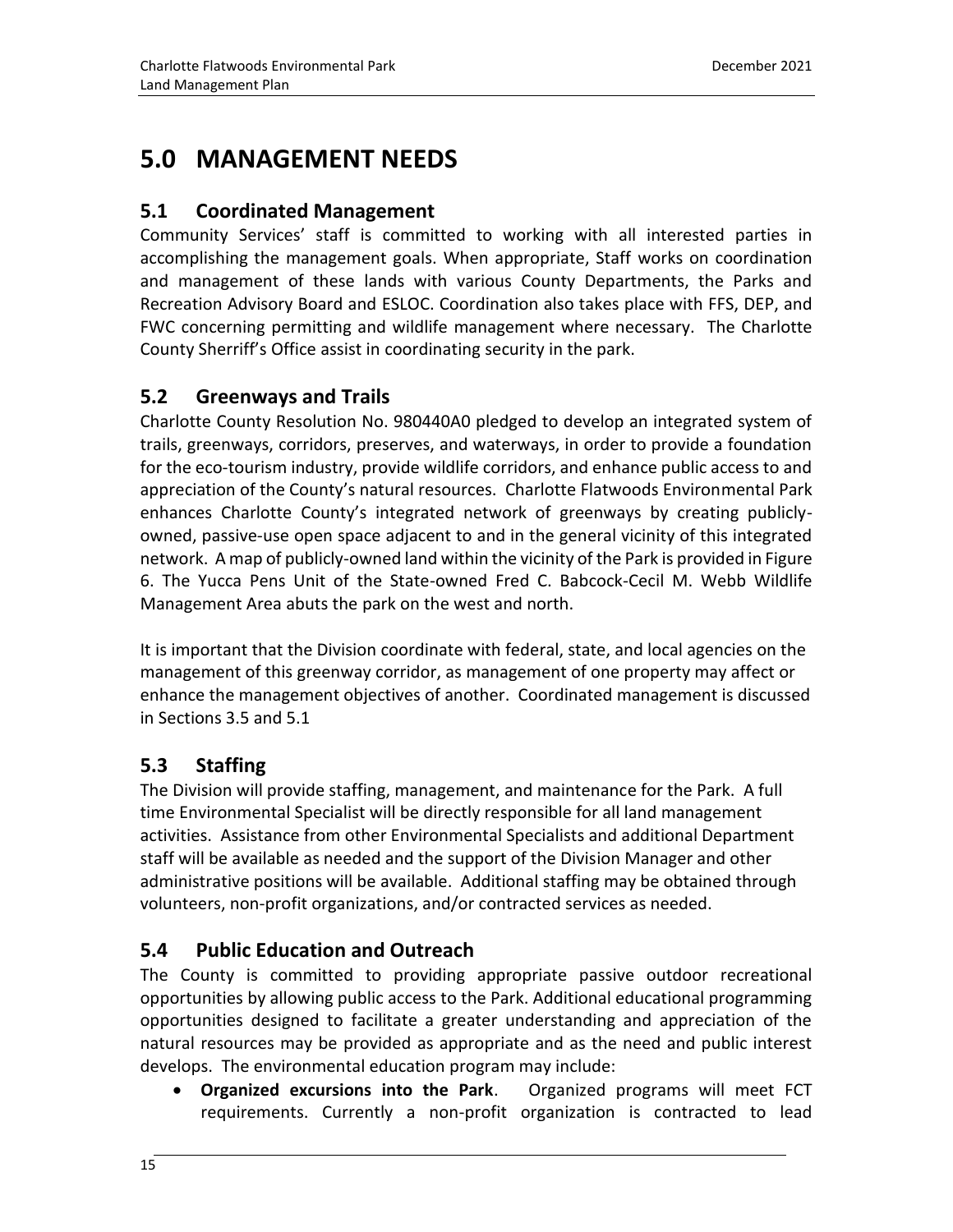# 5.0 MANAGEMENT NEEDS

## 5.1 Coordinated Management

Community Services' staff is committed to working with all interested parties in accomplishing the management goals. When appropriate, Staff works on coordination and management of these lands with various County Departments, the Parks and Recreation Advisory Board and ESLOC. Coordination also takes place with FFS, DEP, and FWC concerning permitting and wildlife management where necessary. The Charlotte County Sherriff's Office assist in coordinating security in the park.

## 5.2 Greenways and Trails

Charlotte County Resolution No. 980440A0 pledged to develop an integrated system of trails, greenways, corridors, preserves, and waterways, in order to provide a foundation for the eco-tourism industry, provide wildlife corridors, and enhance public access to and appreciation of the County's natural resources. Charlotte Flatwoods Environmental Park enhances Charlotte County's integrated network of greenways by creating publicly-owned, passive-use open space adjacent to and in the general vicinity of this integrated network. A map of publicly-owned land within the vicinity of the Park is provided in Figure 6. The Yucca Pens Unit of the State-owned Fred C. Babcock-Cecil M. Webb Wildlife Management Area abuts the park on the west and north.

It is important that the Division coordinate with federal, state, and local agencies on the management of this greenway corridor, as management of one property may affect or enhance the management objectives of another. Coordinated management is discussed in Sections 3.5 and 5.1

## 5.3 Staffing

The Division will provide staffing, management, and maintenance for the Park. A full time Environmental Specialist will be directly responsible for all land management activities. Assistance from other Environmental Specialists and additional Department staff will be available as needed and the support of the Division Manager and other administrative positions will be available. Additional staffing may be obtained through volunteers, non-profit organizations, and/or contracted services as needed.

## 5.4 Public Education and Outreach

The County is committed to providing appropriate passive outdoor recreational opportunities by allowing public access to the Park. Additional educational programming opportunities designed to facilitate a greater understanding and appreciation of the natural resources may be provided as appropriate and as the need and public interest develops. The environmental education program may include:

- **Organized excursions into the Park**. Organized programs will meet FCT requirements. Currently a non-profit organization is contracted to lead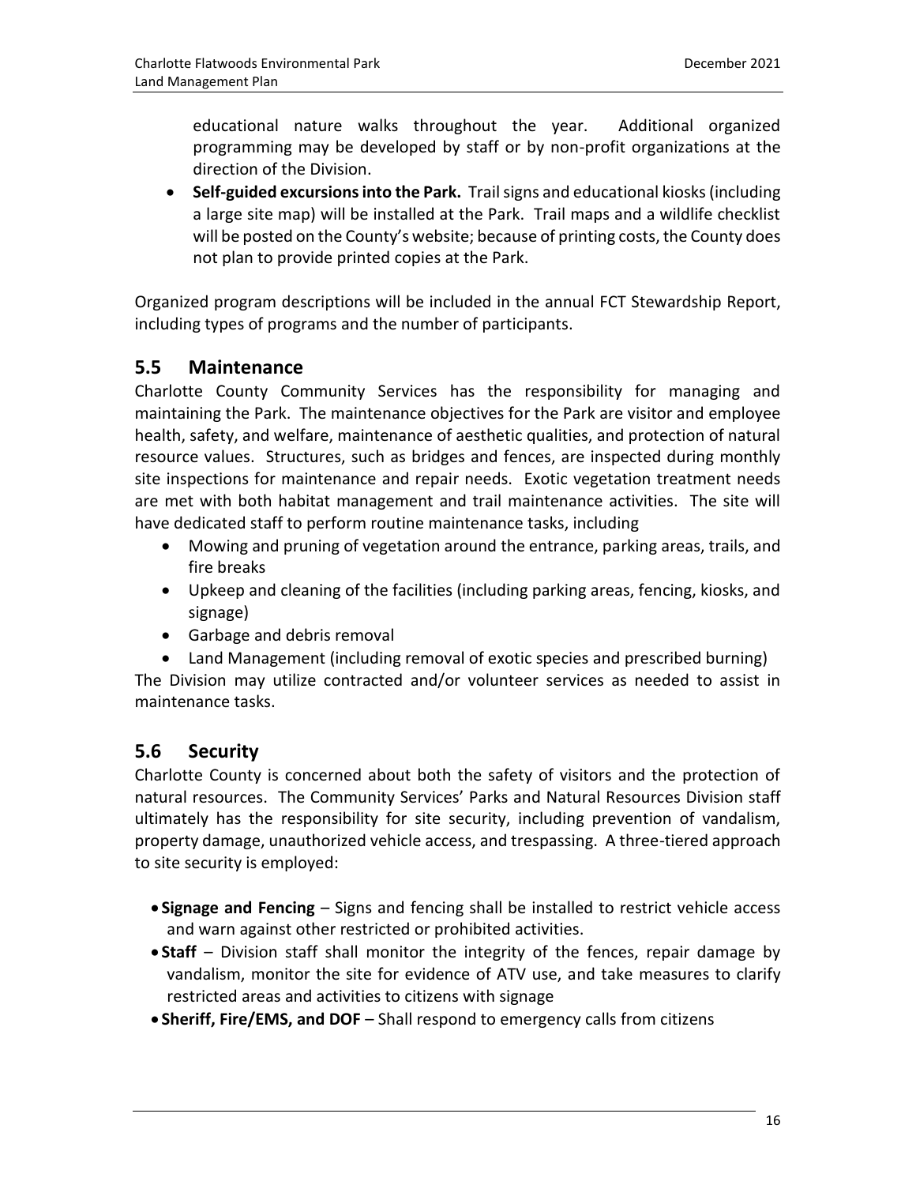educational nature walks throughout the year. Additional organized programming may be developed by staff or by non-profit organizations at the direction of the Division.

- **Self-guided excursions into the Park.** Trail signs and educational kiosks (including a large site map) will be installed at the Park. Trail maps and a wildlife checklist will be posted on the County's website; because of printing costs, the County does not plan to provide printed copies at the Park.

Organized program descriptions will be included in the annual FCT Stewardship Report, including types of programs and the number of participants.

## 5.5 Maintenance

Charlotte County Community Services has the responsibility for managing and maintaining the Park. The maintenance objectives for the Park are visitor and employee health, safety, and welfare, maintenance of aesthetic qualities, and protection of natural resource values. Structures, such as bridges and fences, are inspected during monthly site inspections for maintenance and repair needs. Exotic vegetation treatment needs are met with both habitat management and trail maintenance activities. The site will have dedicated staff to perform routine maintenance tasks, including

- Mowing and pruning of vegetation around the entrance, parking areas, trails, and fire breaks
- Upkeep and cleaning of the facilities (including parking areas, fencing, kiosks, and signage)
- Garbage and debris removal
- Land Management (including removal of exotic species and prescribed burning)

The Division may utilize contracted and/or volunteer services as needed to assist in maintenance tasks.

## 5.6 Security

Charlotte County is concerned about both the safety of visitors and the protection of natural resources. The Community Services' Parks and Natural Resources Division staff ultimately has the responsibility for site security, including prevention of vandalism, property damage, unauthorized vehicle access, and trespassing. A three-tiered approach to site security is employed:

- **Signage and Fencing** – Signs and fencing shall be installed to restrict vehicle access and warn against other restricted or prohibited activities.
- **Staff** – Division staff shall monitor the integrity of the fences, repair damage by vandalism, monitor the site for evidence of ATV use, and take measures to clarify restricted areas and activities to citizens with signage
- **Sheriff, Fire/EMS, and DOF** – Shall respond to emergency calls from citizens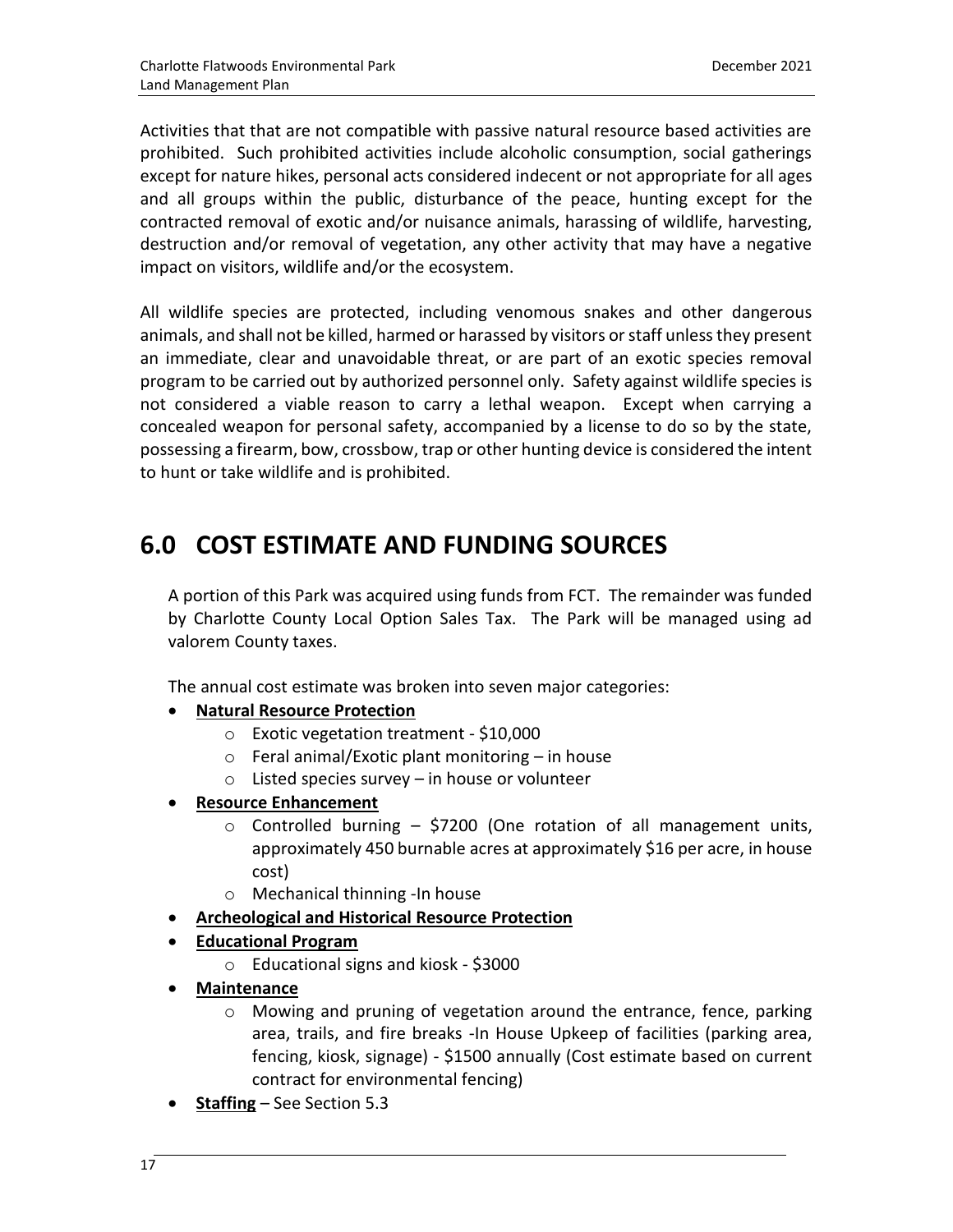Activities that that are not compatible with passive natural resource based activities are prohibited. Such prohibited activities include alcoholic consumption, social gatherings except for nature hikes, personal acts considered indecent or not appropriate for all ages and all groups within the public, disturbance of the peace, hunting except for the contracted removal of exotic and/or nuisance animals, harassing of wildlife, harvesting, destruction and/or removal of vegetation, any other activity that may have a negative impact on visitors, wildlife and/or the ecosystem.

All wildlife species are protected, including venomous snakes and other dangerous animals, and shall not be killed, harmed or harassed by visitors or staff unless they present an immediate, clear and unavoidable threat, or are part of an exotic species removal program to be carried out by authorized personnel only. Safety against wildlife species is not considered a viable reason to carry a lethal weapon. Except when carrying a concealed weapon for personal safety, accompanied by a license to do so by the state, possessing a firearm, bow, crossbow, trap or other hunting device is considered the intent to hunt or take wildlife and is prohibited.

# 6.0 COST ESTIMATE AND FUNDING SOURCES

A portion of this Park was acquired using funds from FCT. The remainder was funded by Charlotte County Local Option Sales Tax. The Park will be managed using ad valorem County taxes.

The annual cost estimate was broken into seven major categories:

- **Natural Resource Protection**
  - Exotic vegetation treatment - $10,000
  - Feral animal/Exotic plant monitoring – in house
  - Listed species survey – in house or volunteer
- **Resource Enhancement**
  - Controlled burning – $7200 (One rotation of all management units, approximately 450 burnable acres at approximately $16 per acre, in house cost)
  - Mechanical thinning -In house
- **Archeological and Historical Resource Protection**
- **Educational Program**
  - Educational signs and kiosk - $3000
- **Maintenance**
  - Mowing and pruning of vegetation around the entrance, fence, parking area, trails, and fire breaks -In House Upkeep of facilities (parking area, fencing, kiosk, signage) - $1500 annually (Cost estimate based on current contract for environmental fencing)
- **Staffing** – See Section 5.3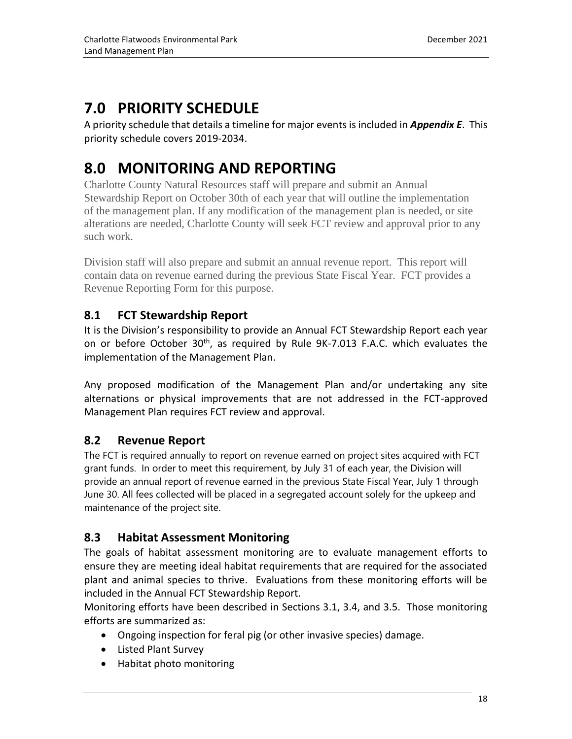# 7.0 PRIORITY SCHEDULE

A priority schedule that details a timeline for major events is included in ***Appendix E***. This priority schedule covers 2019-2034.

# 8.0 MONITORING AND REPORTING

Charlotte County Natural Resources staff will prepare and submit an Annual Stewardship Report on October 30th of each year that will outline the implementation of the management plan. If any modification of the management plan is needed, or site alterations are needed, Charlotte County will seek FCT review and approval prior to any such work.

Division staff will also prepare and submit an annual revenue report. This report will contain data on revenue earned during the previous State Fiscal Year. FCT provides a Revenue Reporting Form for this purpose.

## 8.1 FCT Stewardship Report

It is the Division's responsibility to provide an Annual FCT Stewardship Report each year on or before October 30th, as required by Rule 9K-7.013 F.A.C. which evaluates the implementation of the Management Plan.

Any proposed modification of the Management Plan and/or undertaking any site alternations or physical improvements that are not addressed in the FCT-approved Management Plan requires FCT review and approval.

## 8.2 Revenue Report

The FCT is required annually to report on revenue earned on project sites acquired with FCT grant funds. In order to meet this requirement, by July 31 of each year, the Division will provide an annual report of revenue earned in the previous State Fiscal Year, July 1 through June 30. All fees collected will be placed in a segregated account solely for the upkeep and maintenance of the project site.

## 8.3 Habitat Assessment Monitoring

The goals of habitat assessment monitoring are to evaluate management efforts to ensure they are meeting ideal habitat requirements that are required for the associated plant and animal species to thrive. Evaluations from these monitoring efforts will be included in the Annual FCT Stewardship Report.

Monitoring efforts have been described in Sections 3.1, 3.4, and 3.5. Those monitoring efforts are summarized as:

- Ongoing inspection for feral pig (or other invasive species) damage.
- Listed Plant Survey
- Habitat photo monitoring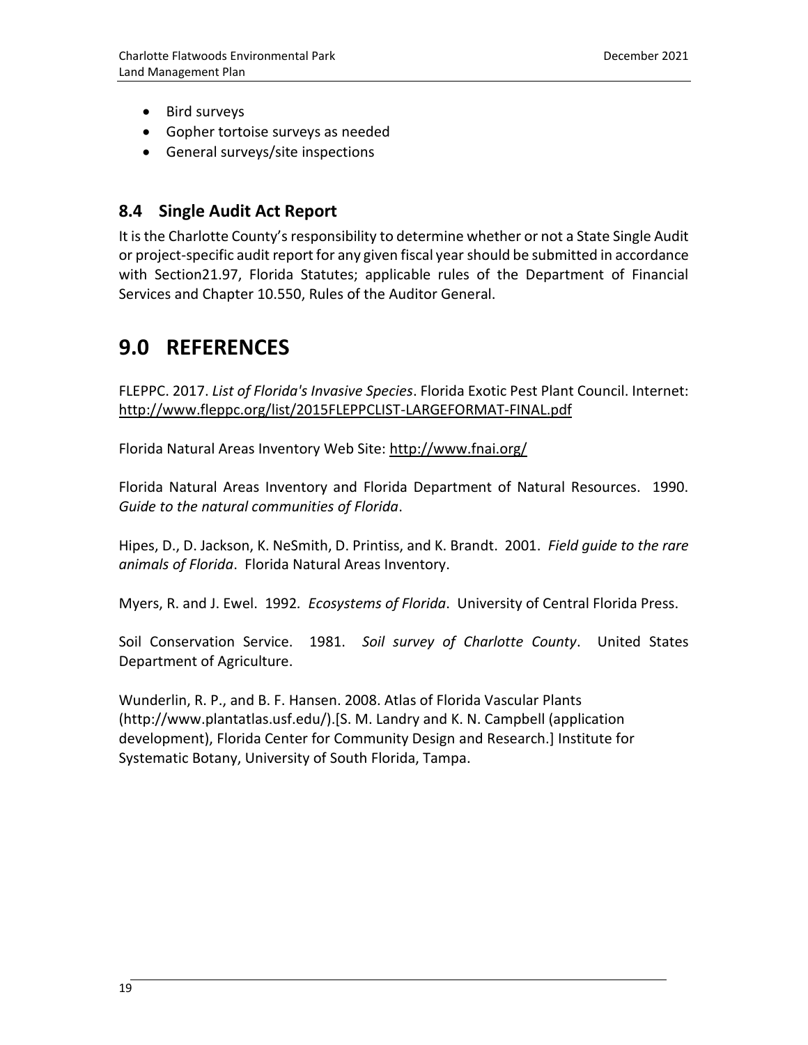- Bird surveys
- Gopher tortoise surveys as needed
- General surveys/site inspections

## 8.4 Single Audit Act Report

It is the Charlotte County's responsibility to determine whether or not a State Single Audit or project-specific audit report for any given fiscal year should be submitted in accordance with Section21.97, Florida Statutes; applicable rules of the Department of Financial Services and Chapter 10.550, Rules of the Auditor General.

# 9.0 REFERENCES

FLEPPC. 2017. *List of Florida's Invasive Species*. Florida Exotic Pest Plant Council. Internet: http://www.fleppc.org/list/2015FLEPPCLIST-LARGEFORMAT-FINAL.pdf

Florida Natural Areas Inventory Web Site: http://www.fnai.org/

Florida Natural Areas Inventory and Florida Department of Natural Resources. 1990. *Guide to the natural communities of Florida*.

Hipes, D., D. Jackson, K. NeSmith, D. Printiss, and K. Brandt. 2001. *Field guide to the rare animals of Florida*. Florida Natural Areas Inventory.

Myers, R. and J. Ewel. 1992*. Ecosystems of Florida*. University of Central Florida Press.

Soil Conservation Service. 1981. *Soil survey of Charlotte County*. United States Department of Agriculture.

Wunderlin, R. P., and B. F. Hansen. 2008. Atlas of Florida Vascular Plants (http://www.plantatlas.usf.edu/).[S. M. Landry and K. N. Campbell (application development), Florida Center for Community Design and Research.] Institute for Systematic Botany, University of South Florida, Tampa.